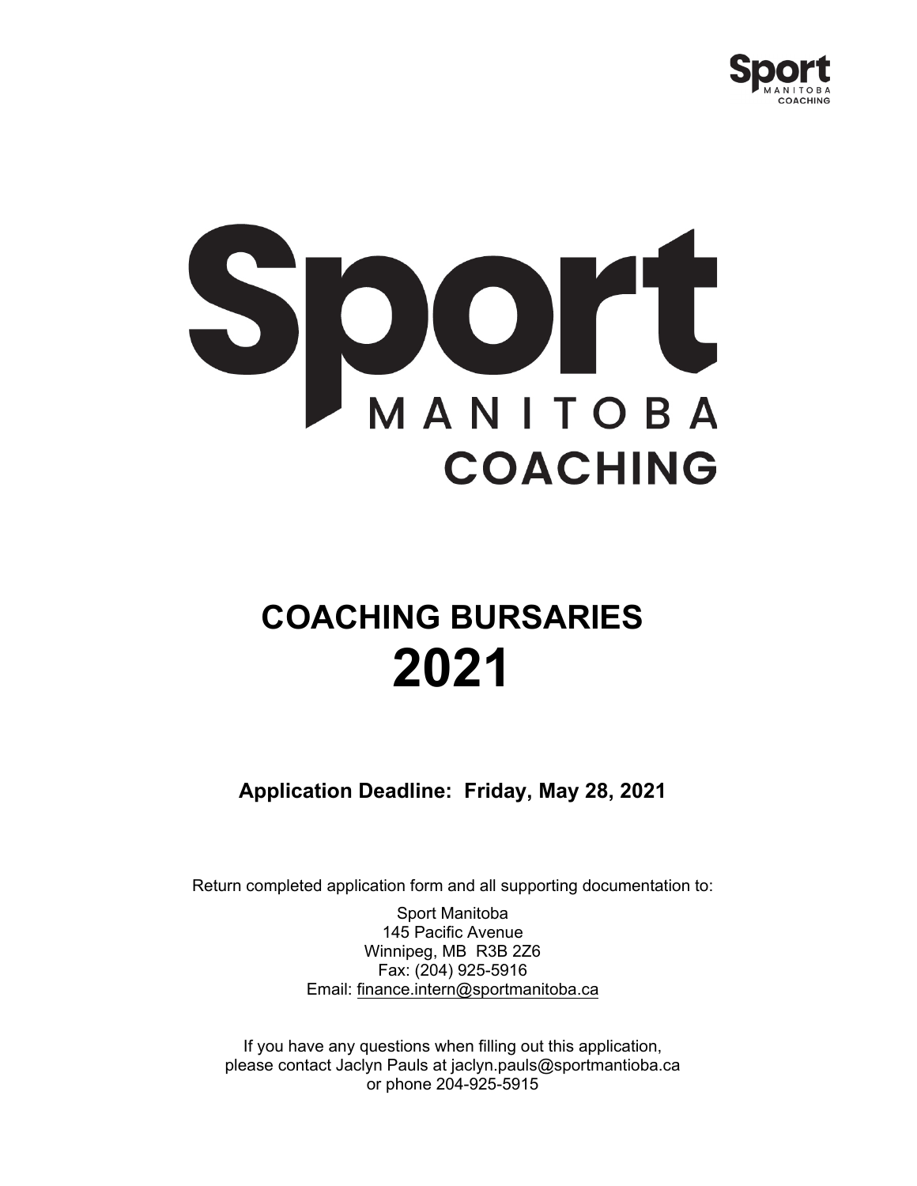Sport MANITOBA COACHING

# COACHING BURSARIES 2021

**Application Deadline: Friday, May 28, 2021**

Return completed application form and all supporting documentation to:

Sport Manitoba
145 Pacific Avenue
Winnipeg, MB R3B 2Z6
Fax: (204) 925-5916
Email: finance.intern@sportmanitoba.ca

If you have any questions when filling out this application, please contact Jaclyn Pauls at jaclyn.pauls@sportmantioba.ca or phone 204-925-5915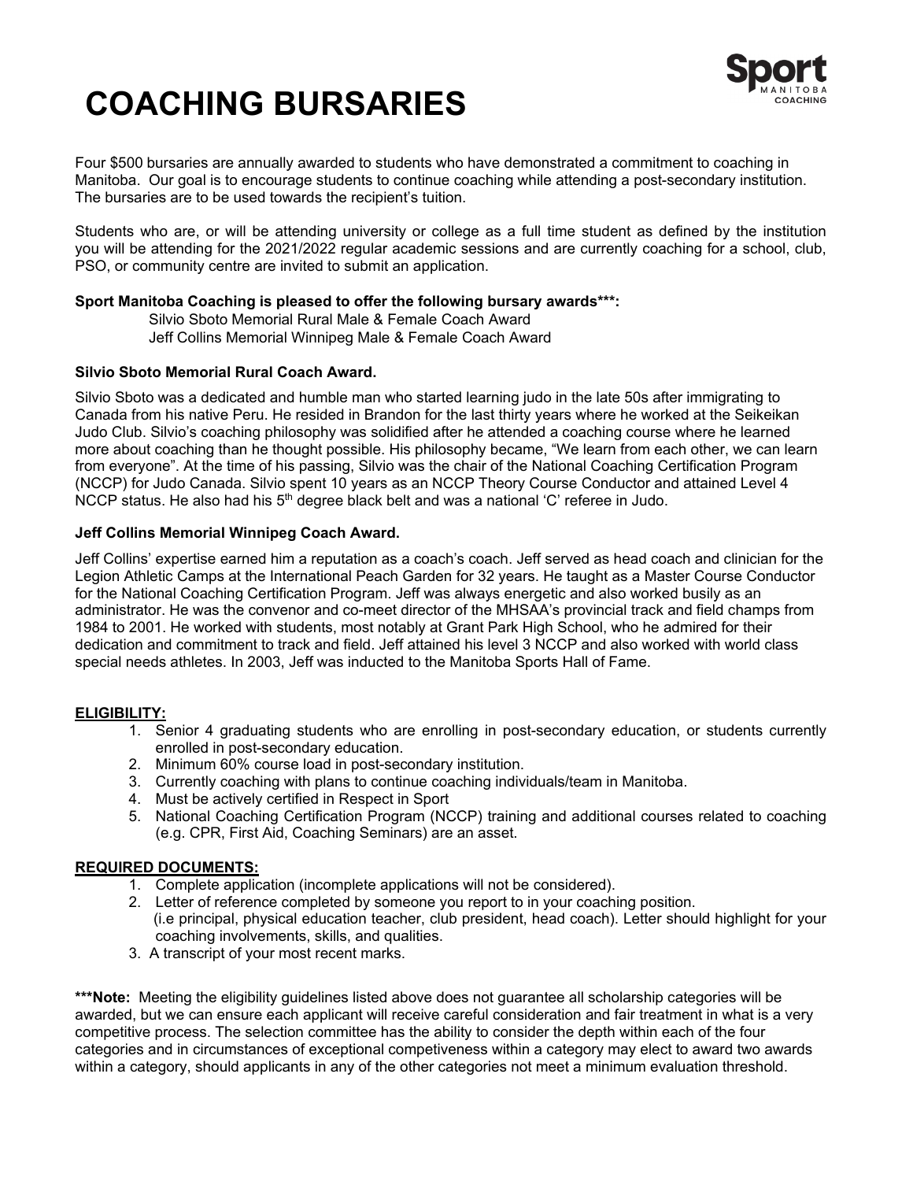# COACHING BURSARIES

Four $500 bursaries are annually awarded to students who have demonstrated a commitment to coaching in Manitoba. Our goal is to encourage students to continue coaching while attending a post-secondary institution. The bursaries are to be used towards the recipient's tuition.

Students who are, or will be attending university or college as a full time student as defined by the institution you will be attending for the 2021/2022 regular academic sessions and are currently coaching for a school, club, PSO, or community centre are invited to submit an application.

**Sport Manitoba Coaching is pleased to offer the following bursary awards\*\*\*:**

Silvio Sboto Memorial Rural Male & Female Coach Award
Jeff Collins Memorial Winnipeg Male & Female Coach Award

**Silvio Sboto Memorial Rural Coach Award.**

Silvio Sboto was a dedicated and humble man who started learning judo in the late 50s after immigrating to Canada from his native Peru. He resided in Brandon for the last thirty years where he worked at the Seikeikan Judo Club. Silvio's coaching philosophy was solidified after he attended a coaching course where he learned more about coaching than he thought possible. His philosophy became, "We learn from each other, we can learn from everyone". At the time of his passing, Silvio was the chair of the National Coaching Certification Program (NCCP) for Judo Canada. Silvio spent 10 years as an NCCP Theory Course Conductor and attained Level 4 NCCP status. He also had his 5th degree black belt and was a national 'C' referee in Judo.

**Jeff Collins Memorial Winnipeg Coach Award.**

Jeff Collins' expertise earned him a reputation as a coach's coach. Jeff served as head coach and clinician for the Legion Athletic Camps at the International Peach Garden for 32 years. He taught as a Master Course Conductor for the National Coaching Certification Program. Jeff was always energetic and also worked busily as an administrator. He was the convenor and co-meet director of the MHSAA's provincial track and field champs from 1984 to 2001. He worked with students, most notably at Grant Park High School, who he admired for their dedication and commitment to track and field. Jeff attained his level 3 NCCP and also worked with world class special needs athletes. In 2003, Jeff was inducted to the Manitoba Sports Hall of Fame.

**ELIGIBILITY:**

1. Senior 4 graduating students who are enrolling in post-secondary education, or students currently enrolled in post-secondary education.
2. Minimum 60% course load in post-secondary institution.
3. Currently coaching with plans to continue coaching individuals/team in Manitoba.
4. Must be actively certified in Respect in Sport
5. National Coaching Certification Program (NCCP) training and additional courses related to coaching (e.g. CPR, First Aid, Coaching Seminars) are an asset.

**REQUIRED DOCUMENTS:**

1. Complete application (incomplete applications will not be considered).
2. Letter of reference completed by someone you report to in your coaching position. (i.e principal, physical education teacher, club president, head coach). Letter should highlight for your coaching involvements, skills, and qualities.
3. A transcript of your most recent marks.

**\*\*\*Note:** Meeting the eligibility guidelines listed above does not guarantee all scholarship categories will be awarded, but we can ensure each applicant will receive careful consideration and fair treatment in what is a very competitive process. The selection committee has the ability to consider the depth within each of the four categories and in circumstances of exceptional competiveness within a category may elect to award two awards within a category, should applicants in any of the other categories not meet a minimum evaluation threshold.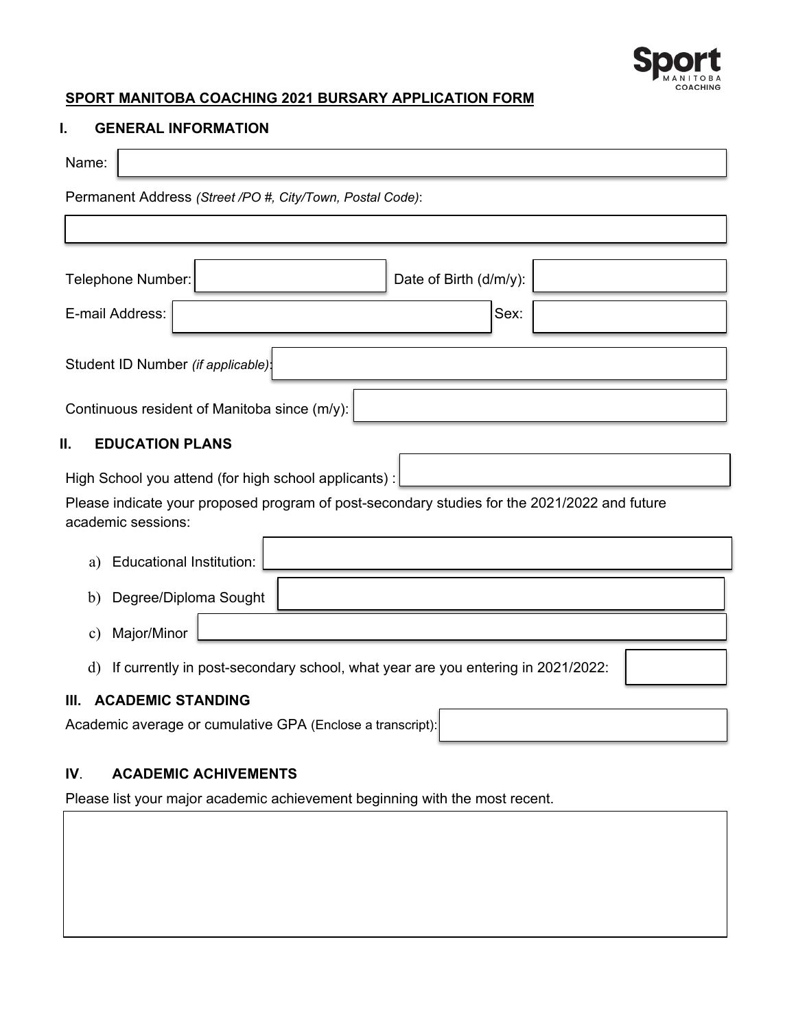## SPORT MANITOBA COACHING 2021 BURSARY APPLICATION FORM

### I. GENERAL INFORMATION

Name:

Permanent Address *(Street /PO #, City/Town, Postal Code)*:

Telephone Number:

Date of Birth (d/m/y):

E-mail Address:

Sex:

Student ID Number *(if applicable)*:

Continuous resident of Manitoba since (m/y):

### II. EDUCATION PLANS

High School you attend (for high school applicants) :

Please indicate your proposed program of post-secondary studies for the 2021/2022 and future academic sessions:

a) Educational Institution:

b) Degree/Diploma Sought

c) Major/Minor

d) If currently in post-secondary school, what year are you entering in 2021/2022:

### III. ACADEMIC STANDING

Academic average or cumulative GPA (Enclose a transcript):

### IV. ACADEMIC ACHIVEMENTS

Please list your major academic achievement beginning with the most recent.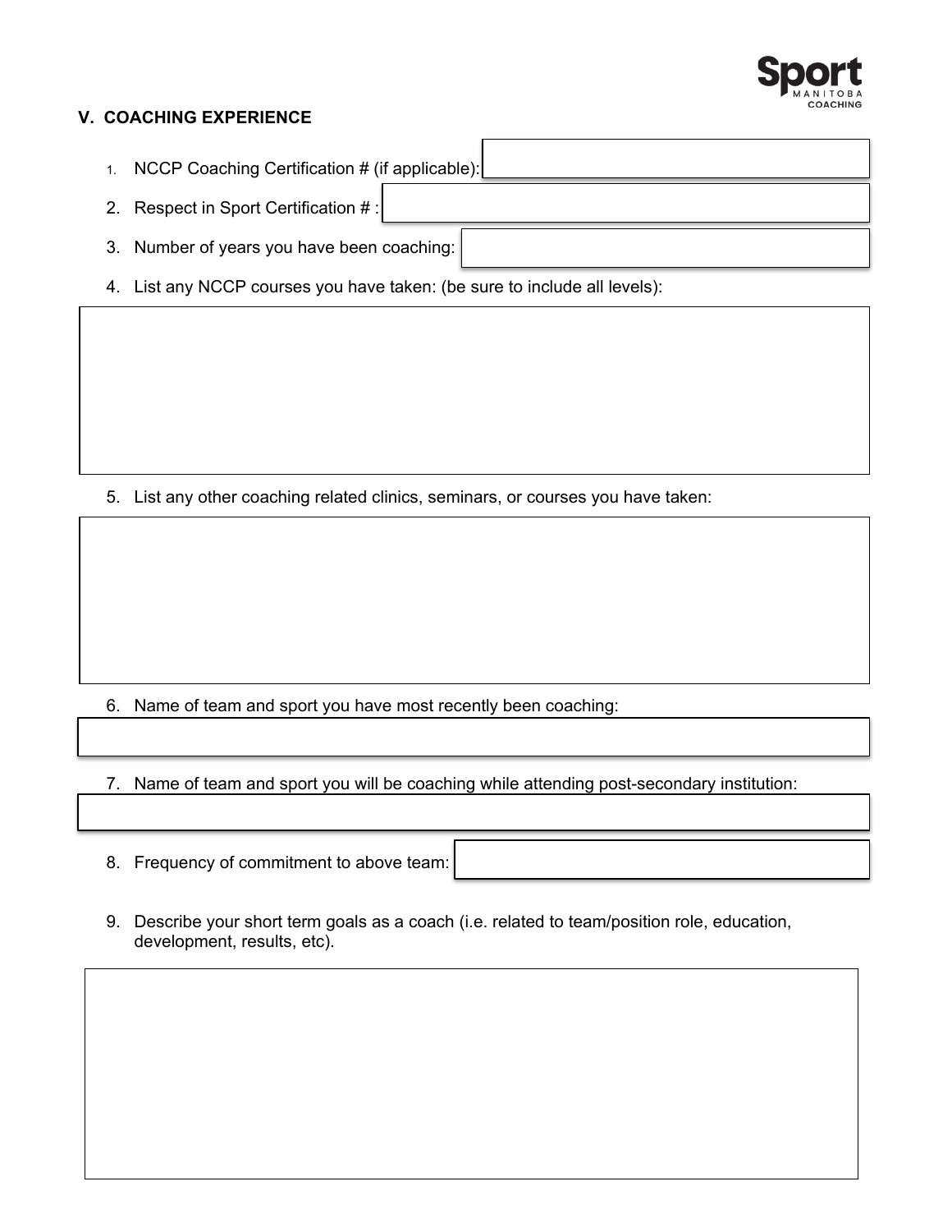## V. COACHING EXPERIENCE

1. NCCP Coaching Certification # (if applicable):
2. Respect in Sport Certification # :
3. Number of years you have been coaching:
4. List any NCCP courses you have taken: (be sure to include all levels):
5. List any other coaching related clinics, seminars, or courses you have taken:
6. Name of team and sport you have most recently been coaching:
7. Name of team and sport you will be coaching while attending post-secondary institution:
8. Frequency of commitment to above team:
9. Describe your short term goals as a coach (i.e. related to team/position role, education, development, results, etc).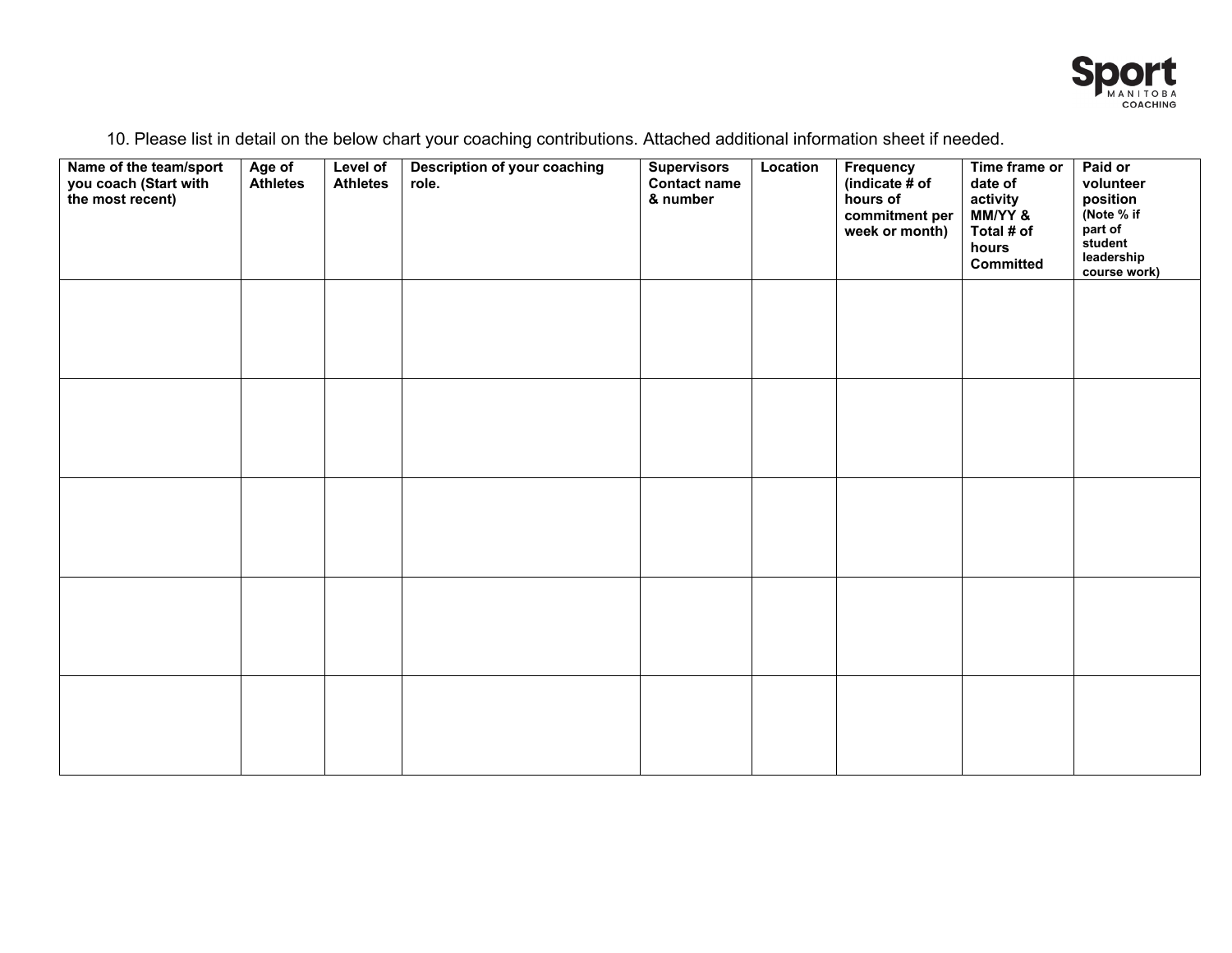10. Please list in detail on the below chart your coaching contributions. Attached additional information sheet if needed.

| Name of the team/sport you coach (Start with the most recent) | Age of Athletes | Level of Athletes | Description of your coaching role. | Supervisors Contact name & number | Location | Frequency (indicate # of hours of commitment per week or month) | Time frame or date of activity MM/YY & Total # of hours Committed | Paid or volunteer position (Note % if part of student leadership course work) |
|---|---|---|---|---|---|---|---|---|
| | | | | | | | | |
| | | | | | | | | |
| | | | | | | | | |
| | | | | | | | | |
| | | | | | | | | |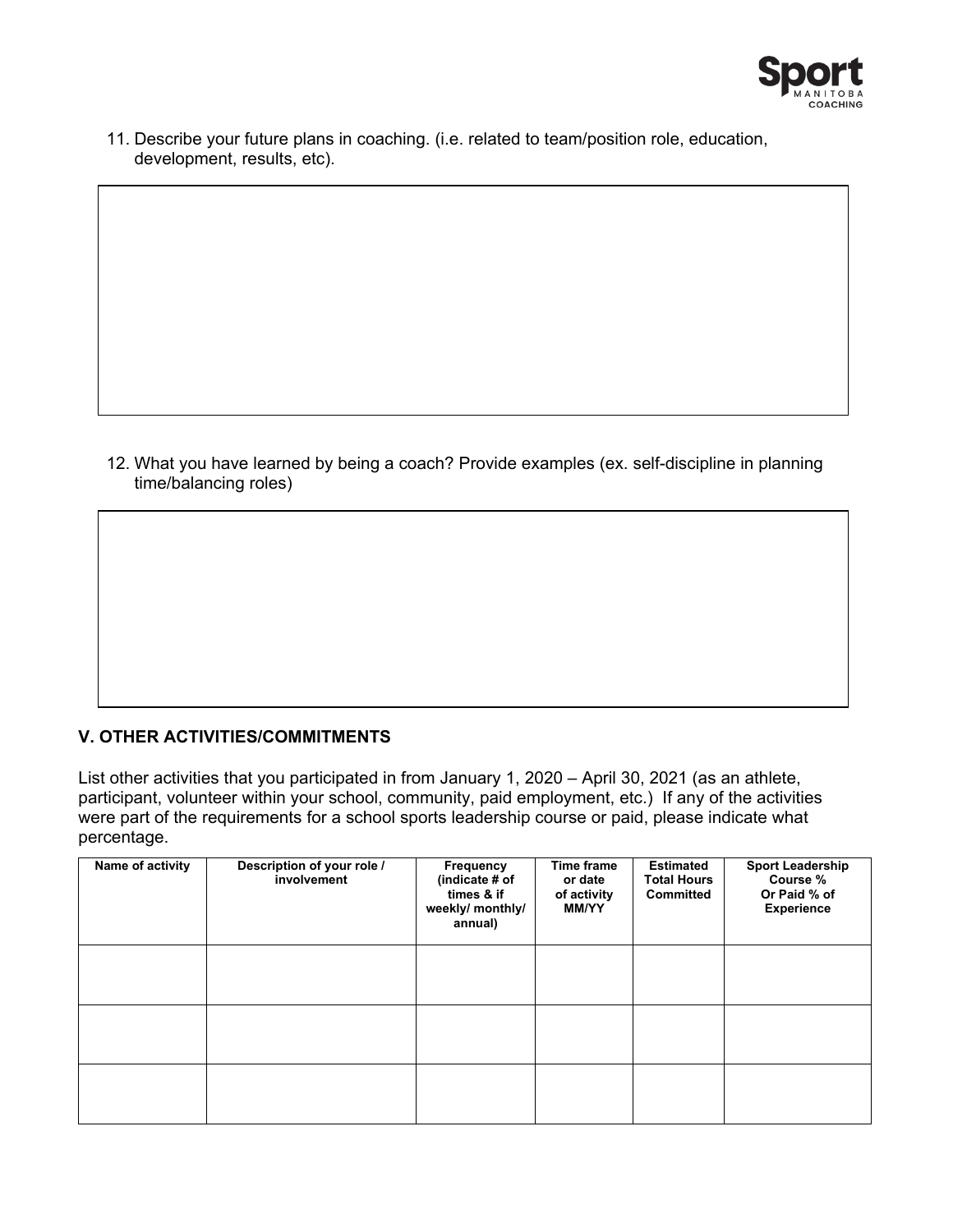11. Describe your future plans in coaching. (i.e. related to team/position role, education, development, results, etc).

12. What you have learned by being a coach? Provide examples (ex. self-discipline in planning time/balancing roles)

## V. OTHER ACTIVITIES/COMMITMENTS

List other activities that you participated in from January 1, 2020 – April 30, 2021 (as an athlete, participant, volunteer within your school, community, paid employment, etc.) If any of the activities were part of the requirements for a school sports leadership course or paid, please indicate what percentage.

| Name of activity | Description of your role / involvement | Frequency (indicate # of times & if weekly/ monthly/ annual) | Time frame or date of activity MM/YY | Estimated Total Hours Committed | Sport Leadership Course % Or Paid % of Experience |
|---|---|---|---|---|---|
| | | | | | |
| | | | | | |
| | | | | | |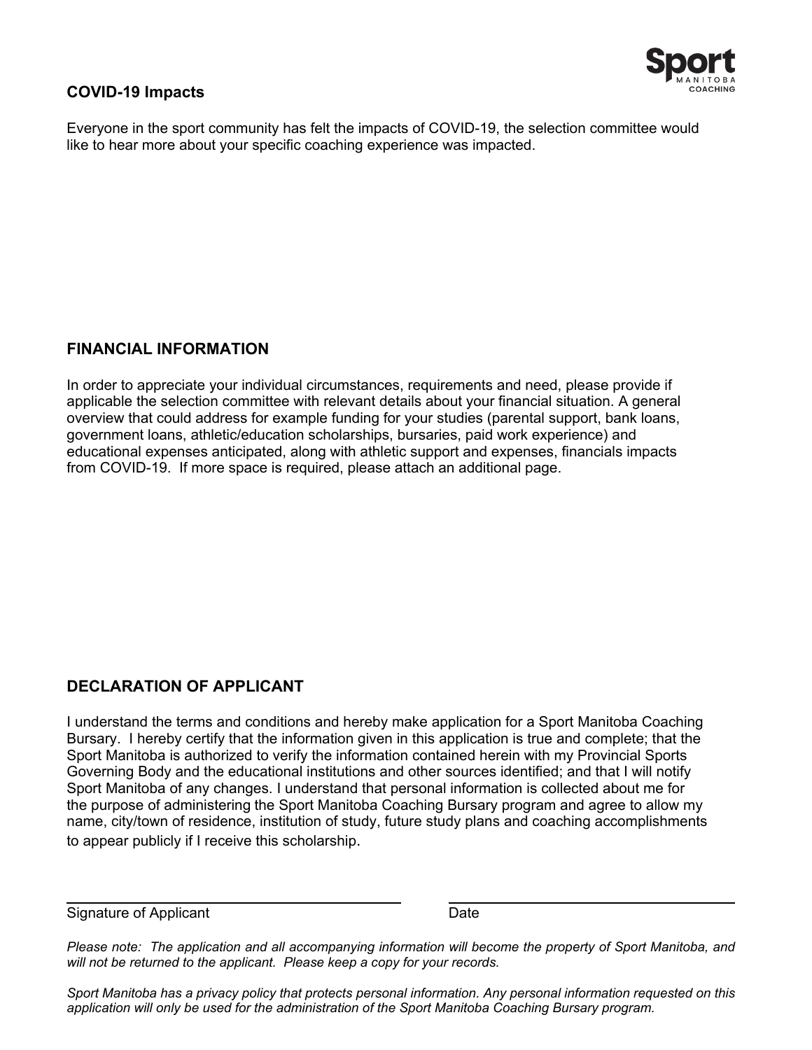## COVID-19 Impacts

Everyone in the sport community has felt the impacts of COVID-19, the selection committee would like to hear more about your specific coaching experience was impacted.

## FINANCIAL INFORMATION

In order to appreciate your individual circumstances, requirements and need, please provide if applicable the selection committee with relevant details about your financial situation. A general overview that could address for example funding for your studies (parental support, bank loans, government loans, athletic/education scholarships, bursaries, paid work experience) and educational expenses anticipated, along with athletic support and expenses, financials impacts from COVID-19. If more space is required, please attach an additional page.

## DECLARATION OF APPLICANT

I understand the terms and conditions and hereby make application for a Sport Manitoba Coaching Bursary. I hereby certify that the information given in this application is true and complete; that the Sport Manitoba is authorized to verify the information contained herein with my Provincial Sports Governing Body and the educational institutions and other sources identified; and that I will notify Sport Manitoba of any changes. I understand that personal information is collected about me for the purpose of administering the Sport Manitoba Coaching Bursary program and agree to allow my name, city/town of residence, institution of study, future study plans and coaching accomplishments to appear publicly if I receive this scholarship.

Signature of Applicant ______________________ Date ______________________

*Please note: The application and all accompanying information will become the property of Sport Manitoba, and will not be returned to the applicant. Please keep a copy for your records.*

*Sport Manitoba has a privacy policy that protects personal information. Any personal information requested on this application will only be used for the administration of the Sport Manitoba Coaching Bursary program.*